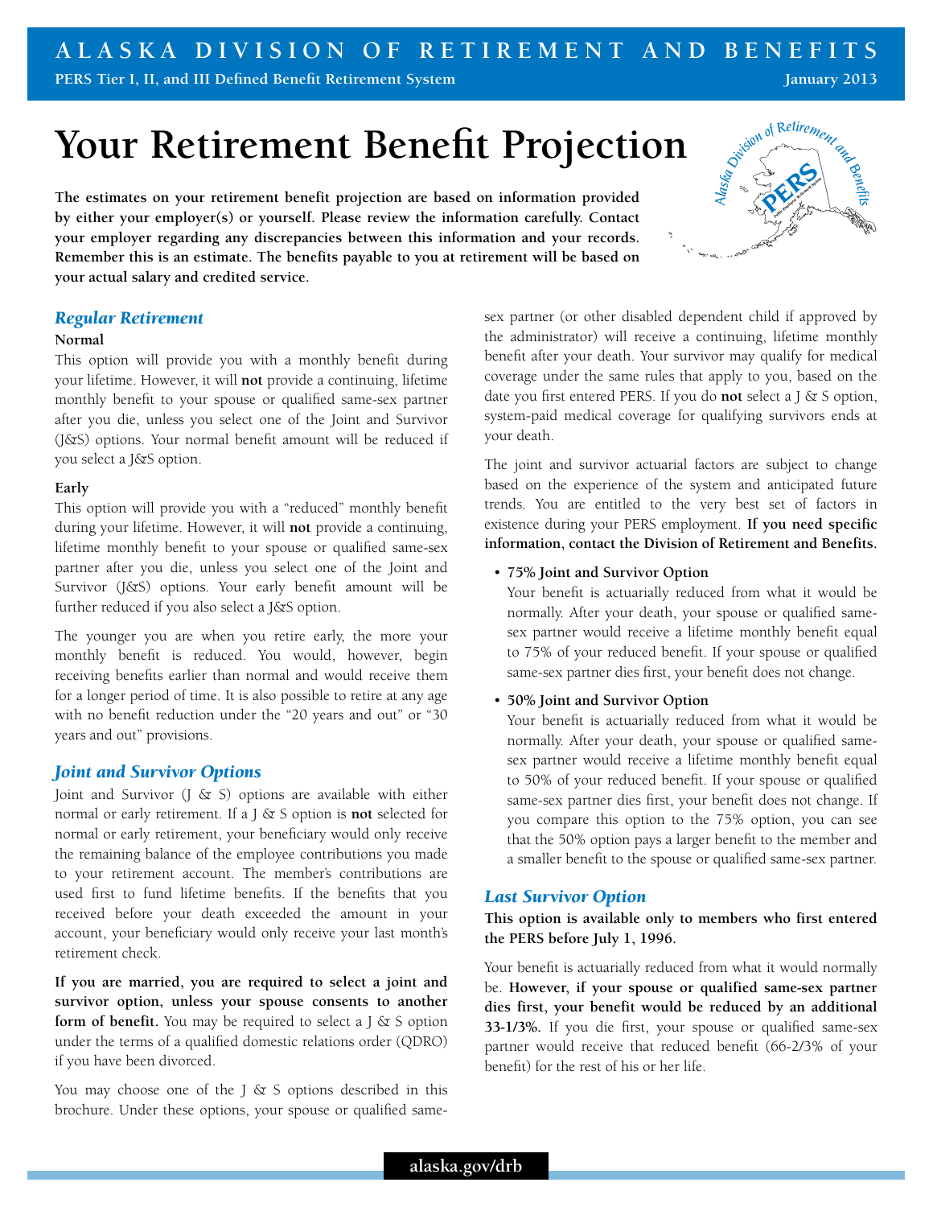# Your Retirement Benefit Projection

**The estimates on your retirement benefit projection are based on information provided by either your employer(s) or yourself. Please review the information carefully. Contact your employer regarding any discrepancies between this information and your records. Remember this is an estimate. The benefits payable to you at retirement will be based on your actual salary and credited service.**

## *Regular Retirement*

**Normal**

This option will provide you with a monthly benefit during your lifetime. However, it will **not** provide a continuing, lifetime monthly benefit to your spouse or qualified same-sex partner after you die, unless you select one of the Joint and Survivor (J&S) options. Your normal benefit amount will be reduced if you select a J&S option.

**Early**

This option will provide you with a "reduced" monthly benefit during your lifetime. However, it will **not** provide a continuing, lifetime monthly benefit to your spouse or qualified same-sex partner after you die, unless you select one of the Joint and Survivor (J&S) options. Your early benefit amount will be further reduced if you also select a J&S option.

The younger you are when you retire early, the more your monthly benefit is reduced. You would, however, begin receiving benefits earlier than normal and would receive them for a longer period of time. It is also possible to retire at any age with no benefit reduction under the "20 years and out" or "30 years and out" provisions.

## *Joint and Survivor Options*

Joint and Survivor (J & S) options are available with either normal or early retirement. If a J & S option is **not** selected for normal or early retirement, your beneficiary would only receive the remaining balance of the employee contributions you made to your retirement account. The member's contributions are used first to fund lifetime benefits. If the benefits that you received before your death exceeded the amount in your account, your beneficiary would only receive your last month's retirement check.

**If you are married, you are required to select a joint and survivor option, unless your spouse consents to another form of benefit.** You may be required to select a J & S option under the terms of a qualified domestic relations order (QDRO) if you have been divorced.

You may choose one of the J & S options described in this brochure. Under these options, your spouse or qualified same-sex partner (or other disabled dependent child if approved by the administrator) will receive a continuing, lifetime monthly benefit after your death. Your survivor may qualify for medical coverage under the same rules that apply to you, based on the date you first entered PERS. If you do **not** select a J & S option, system-paid medical coverage for qualifying survivors ends at your death.

The joint and survivor actuarial factors are subject to change based on the experience of the system and anticipated future trends. You are entitled to the very best set of factors in existence during your PERS employment. **If you need specific information, contact the Division of Retirement and Benefits.**

- **75% Joint and Survivor Option**
  Your benefit is actuarially reduced from what it would be normally. After your death, your spouse or qualified same-sex partner would receive a lifetime monthly benefit equal to 75% of your reduced benefit. If your spouse or qualified same-sex partner dies first, your benefit does not change.
- **50% Joint and Survivor Option**
  Your benefit is actuarially reduced from what it would be normally. After your death, your spouse or qualified same-sex partner would receive a lifetime monthly benefit equal to 50% of your reduced benefit. If your spouse or qualified same-sex partner dies first, your benefit does not change. If you compare this option to the 75% option, you can see that the 50% option pays a larger benefit to the member and a smaller benefit to the spouse or qualified same-sex partner.

## *Last Survivor Option*

**This option is available only to members who first entered the PERS before July 1, 1996.**

Your benefit is actuarially reduced from what it would normally be. **However, if your spouse or qualified same-sex partner dies first, your benefit would be reduced by an additional 33-1/3%.** If you die first, your spouse or qualified same-sex partner would receive that reduced benefit (66-2/3% of your benefit) for the rest of his or her life.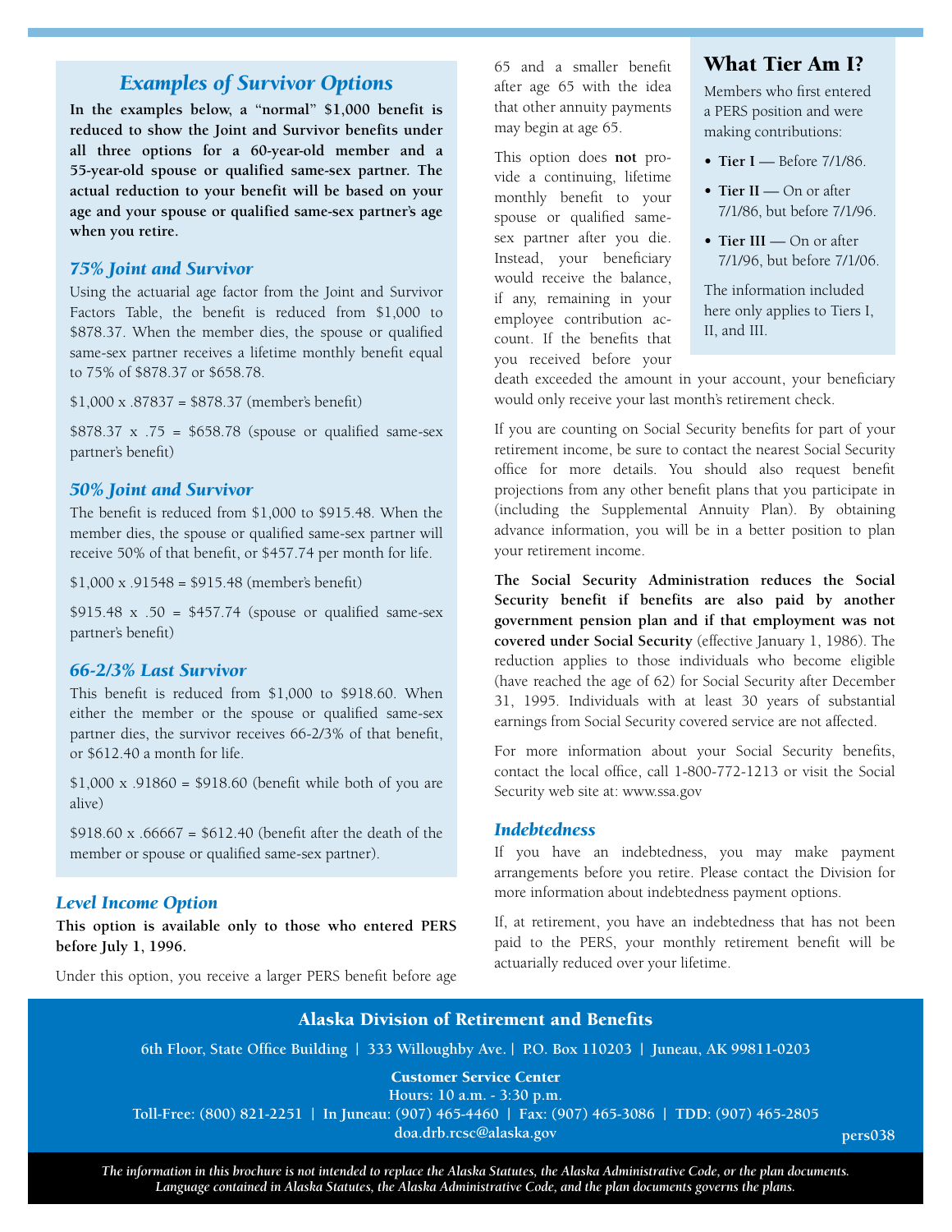## Examples of Survivor Options

**In the examples below, a "normal" $1,000 benefit is reduced to show the Joint and Survivor benefits under all three options for a 60-year-old member and a 55-year-old spouse or qualified same-sex partner. The actual reduction to your benefit will be based on your age and your spouse or qualified same-sex partner's age when you retire.**

### 75% Joint and Survivor

Using the actuarial age factor from the Joint and Survivor Factors Table, the benefit is reduced from $1,000 to $878.37. When the member dies, the spouse or qualified same-sex partner receives a lifetime monthly benefit equal to 75% of $878.37 or $658.78.

$1,000 x .87837 = $878.37 (member's benefit)

$878.37 x .75 = $658.78 (spouse or qualified same-sex partner's benefit)

### 50% Joint and Survivor

The benefit is reduced from $1,000 to $915.48. When the member dies, the spouse or qualified same-sex partner will receive 50% of that benefit, or $457.74 per month for life.

$1,000 x .91548 = $915.48 (member's benefit)

$915.48 x .50 = $457.74 (spouse or qualified same-sex partner's benefit)

### 66-2/3% Last Survivor

This benefit is reduced from $1,000 to $918.60. When either the member or the spouse or qualified same-sex partner dies, the survivor receives 66-2/3% of that benefit, or $612.40 a month for life.

$1,000 x .91860 = $918.60 (benefit while both of you are alive)

$918.60 x .66667 = $612.40 (benefit after the death of the member or spouse or qualified same-sex partner).

### Level Income Option

**This option is available only to those who entered PERS before July 1, 1996.**

Under this option, you receive a larger PERS benefit before age 65 and a smaller benefit after age 65 with the idea that other annuity payments may begin at age 65.

This option does **not** provide a continuing, lifetime monthly benefit to your spouse or qualified same-sex partner after you die. Instead, your beneficiary would receive the balance, if any, remaining in your employee contribution account. If the benefits that you received before your death exceeded the amount in your account, your beneficiary would only receive your last month's retirement check.

If you are counting on Social Security benefits for part of your retirement income, be sure to contact the nearest Social Security office for more details. You should also request benefit projections from any other benefit plans that you participate in (including the Supplemental Annuity Plan). By obtaining advance information, you will be in a better position to plan your retirement income.

**The Social Security Administration reduces the Social Security benefit if benefits are also paid by another government pension plan and if that employment was not covered under Social Security** (effective January 1, 1986). The reduction applies to those individuals who become eligible (have reached the age of 62) for Social Security after December 31, 1995. Individuals with at least 30 years of substantial earnings from Social Security covered service are not affected.

For more information about your Social Security benefits, contact the local office, call 1-800-772-1213 or visit the Social Security web site at: www.ssa.gov

### Indebtedness

If you have an indebtedness, you may make payment arrangements before you retire. Please contact the Division for more information about indebtedness payment options.

If, at retirement, you have an indebtedness that has not been paid to the PERS, your monthly retirement benefit will be actuarially reduced over your lifetime.

## What Tier Am I?

Members who first entered a PERS position and were making contributions:

- **Tier I** — Before 7/1/86.
- **Tier II** — On or after 7/1/86, but before 7/1/96.
- **Tier III** — On or after 7/1/96, but before 7/1/06.

The information included here only applies to Tiers I, II, and III.

**Alaska Division of Retirement and Benefits**

**6th Floor, State Office Building | 333 Willoughby Ave. | P.O. Box 110203 | Juneau, AK 99811-0203**

**Customer Service Center**
**Hours: 10 a.m. - 3:30 p.m.**
**Toll-Free: (800) 821-2251 | In Juneau: (907) 465-4460 | Fax: (907) 465-3086 | TDD: (907) 465-2805**
**doa.drb.rcsc@alaska.gov**

pers038

*The information in this brochure is not intended to replace the Alaska Statutes, the Alaska Administrative Code, or the plan documents. Language contained in Alaska Statutes, the Alaska Administrative Code, and the plan documents governs the plans.*